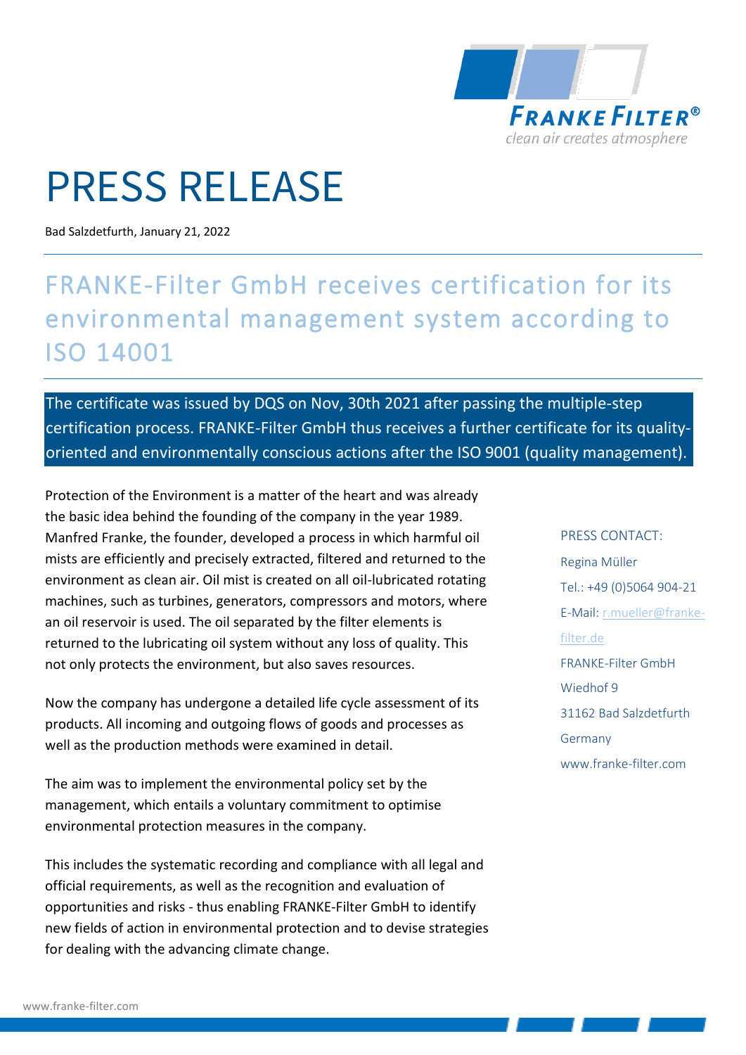FRANKE FILTER®

clean air creates atmosphere

# PRESS RELEASE

Bad Salzdetfurth, January 21, 2022

## FRANKE-Filter GmbH receives certification for its environmental management system according to ISO 14001

**The certificate was issued by DQS on Nov, 30th 2021 after passing the multiple-step certification process. FRANKE-Filter GmbH thus receives a further certificate for its quality-oriented and environmentally conscious actions after the ISO 9001 (quality management).**

Protection of the Environment is a matter of the heart and was already the basic idea behind the founding of the company in the year 1989. Manfred Franke, the founder, developed a process in which harmful oil mists are efficiently and precisely extracted, filtered and returned to the environment as clean air. Oil mist is created on all oil-lubricated rotating machines, such as turbines, generators, compressors and motors, where an oil reservoir is used. The oil separated by the filter elements is returned to the lubricating oil system without any loss of quality. This not only protects the environment, but also saves resources.

Now the company has undergone a detailed life cycle assessment of its products. All incoming and outgoing flows of goods and processes as well as the production methods were examined in detail.

The aim was to implement the environmental policy set by the management, which entails a voluntary commitment to optimise environmental protection measures in the company.

This includes the systematic recording and compliance with all legal and official requirements, as well as the recognition and evaluation of opportunities and risks - thus enabling FRANKE-Filter GmbH to identify new fields of action in environmental protection and to devise strategies for dealing with the advancing climate change.

PRESS CONTACT:
Regina Müller
Tel.: +49 (0)5064 904-21
E-Mail: r.mueller@franke-filter.de
FRANKE-Filter GmbH
Wiedhof 9
31162 Bad Salzdetfurth
Germany
www.franke-filter.com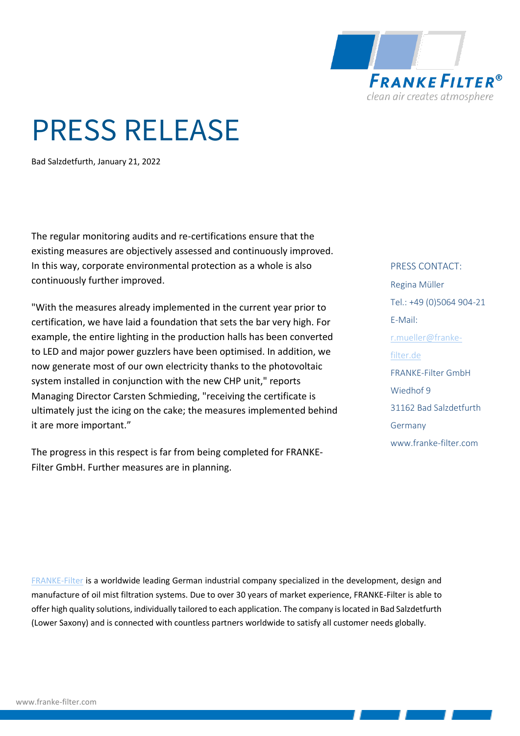# PRESS RELEASE

Bad Salzdetfurth, January 21, 2022

The regular monitoring audits and re-certifications ensure that the existing measures are objectively assessed and continuously improved. In this way, corporate environmental protection as a whole is also continuously further improved.

"With the measures already implemented in the current year prior to certification, we have laid a foundation that sets the bar very high. For example, the entire lighting in the production halls has been converted to LED and major power guzzlers have been optimised. In addition, we now generate most of our own electricity thanks to the photovoltaic system installed in conjunction with the new CHP unit," reports Managing Director Carsten Schmieding, "receiving the certificate is ultimately just the icing on the cake; the measures implemented behind it are more important."

The progress in this respect is far from being completed for FRANKE-Filter GmbH. Further measures are in planning.

PRESS CONTACT:
Regina Müller
Tel.: +49 (0)5064 904-21
E-Mail:
r.mueller@franke-filter.de
FRANKE-Filter GmbH
Wiedhof 9
31162 Bad Salzdetfurth
Germany
www.franke-filter.com

FRANKE-Filter is a worldwide leading German industrial company specialized in the development, design and manufacture of oil mist filtration systems. Due to over 30 years of market experience, FRANKE-Filter is able to offer high quality solutions, individually tailored to each application. The company is located in Bad Salzdetfurth (Lower Saxony) and is connected with countless partners worldwide to satisfy all customer needs globally.